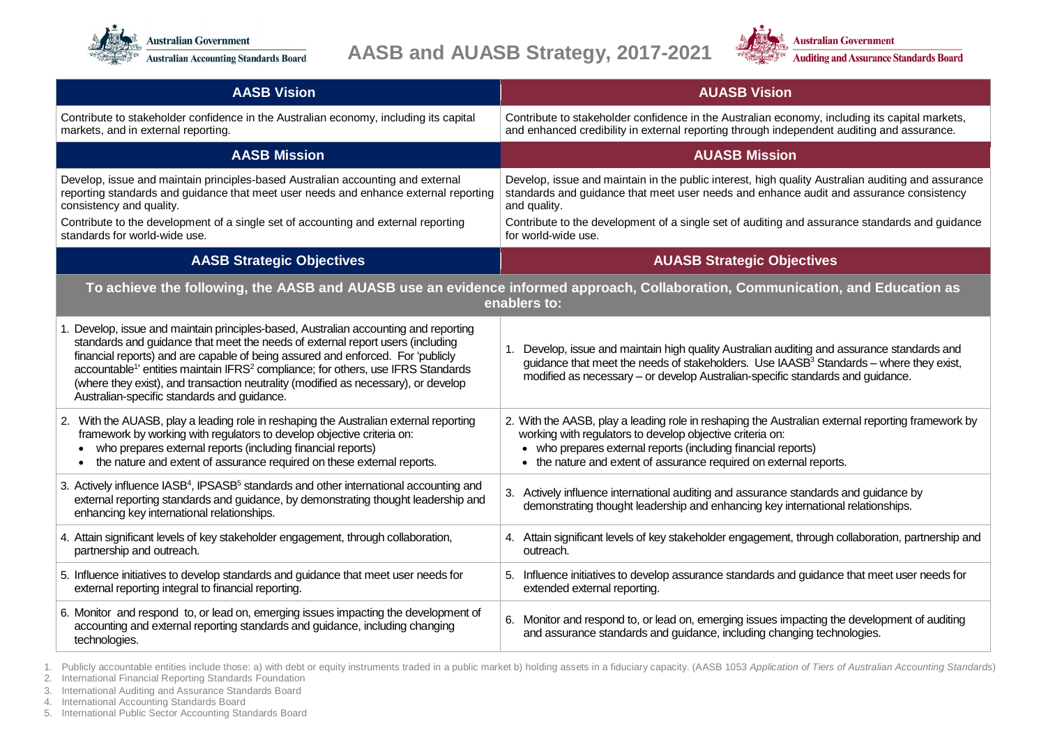Australian Government — Australian Accounting Standards Board

# AASB and AUASB Strategy, 2017-2021

Australian Government — Auditing and Assurance Standards Board

| AASB Vision | AUASB Vision |
| --- | --- |
| Contribute to stakeholder confidence in the Australian economy, including its capital markets, and in external reporting. | Contribute to stakeholder confidence in the Australian economy, including its capital markets, and enhanced credibility in external reporting through independent auditing and assurance. |
| **AASB Mission** | **AUASB Mission** |
| Develop, issue and maintain principles-based Australian accounting and external reporting standards and guidance that meet user needs and enhance external reporting consistency and quality.<br>Contribute to the development of a single set of accounting and external reporting standards for world-wide use. | Develop, issue and maintain in the public interest, high quality Australian auditing and assurance standards and guidance that meet user needs and enhance audit and assurance consistency and quality.<br>Contribute to the development of a single set of auditing and assurance standards and guidance for world-wide use. |
| **AASB Strategic Objectives** | **AUASB Strategic Objectives** |
| **To achieve the following, the AASB and AUASB use an evidence informed approach, Collaboration, Communication, and Education as enablers to:** | |
| 1. Develop, issue and maintain principles-based, Australian accounting and reporting standards and guidance that meet the needs of external report users (including financial reports) and are capable of being assured and enforced. For 'publicly accountable[1]' entities maintain IFRS[2] compliance; for others, use IFRS Standards (where they exist), and transaction neutrality (modified as necessary), or develop Australian-specific standards and guidance. | 1. Develop, issue and maintain high quality Australian auditing and assurance standards and guidance that meet the needs of stakeholders. Use IAASB[3] Standards – where they exist, modified as necessary – or develop Australian-specific standards and guidance. |
| 2. With the AUASB, play a leading role in reshaping the Australian external reporting framework by working with regulators to develop objective criteria on:<br>• who prepares external reports (including financial reports)<br>• the nature and extent of assurance required on these external reports. | 2. With the AASB, play a leading role in reshaping the Australian external reporting framework by working with regulators to develop objective criteria on:<br>• who prepares external reports (including financial reports)<br>• the nature and extent of assurance required on external reports. |
| 3. Actively influence IASB[4], IPSASB[5] standards and other international accounting and external reporting standards and guidance, by demonstrating thought leadership and enhancing key international relationships. | 3. Actively influence international auditing and assurance standards and guidance by demonstrating thought leadership and enhancing key international relationships. |
| 4. Attain significant levels of key stakeholder engagement, through collaboration, partnership and outreach. | 4. Attain significant levels of key stakeholder engagement, through collaboration, partnership and outreach. |
| 5. Influence initiatives to develop standards and guidance that meet user needs for external reporting integral to financial reporting. | 5. Influence initiatives to develop assurance standards and guidance that meet user needs for extended external reporting. |
| 6. Monitor and respond to, or lead on, emerging issues impacting the development of accounting and external reporting standards and guidance, including changing technologies. | 6. Monitor and respond to, or lead on, emerging issues impacting the development of auditing and assurance standards and guidance, including changing technologies. |

1. Publicly accountable entities include those: a) with debt or equity instruments traded in a public market b) holding assets in a fiduciary capacity. (AASB 1053 *Application of Tiers of Australian Accounting Standards*)
2. International Financial Reporting Standards Foundation
3. International Auditing and Assurance Standards Board
4. International Accounting Standards Board
5. International Public Sector Accounting Standards Board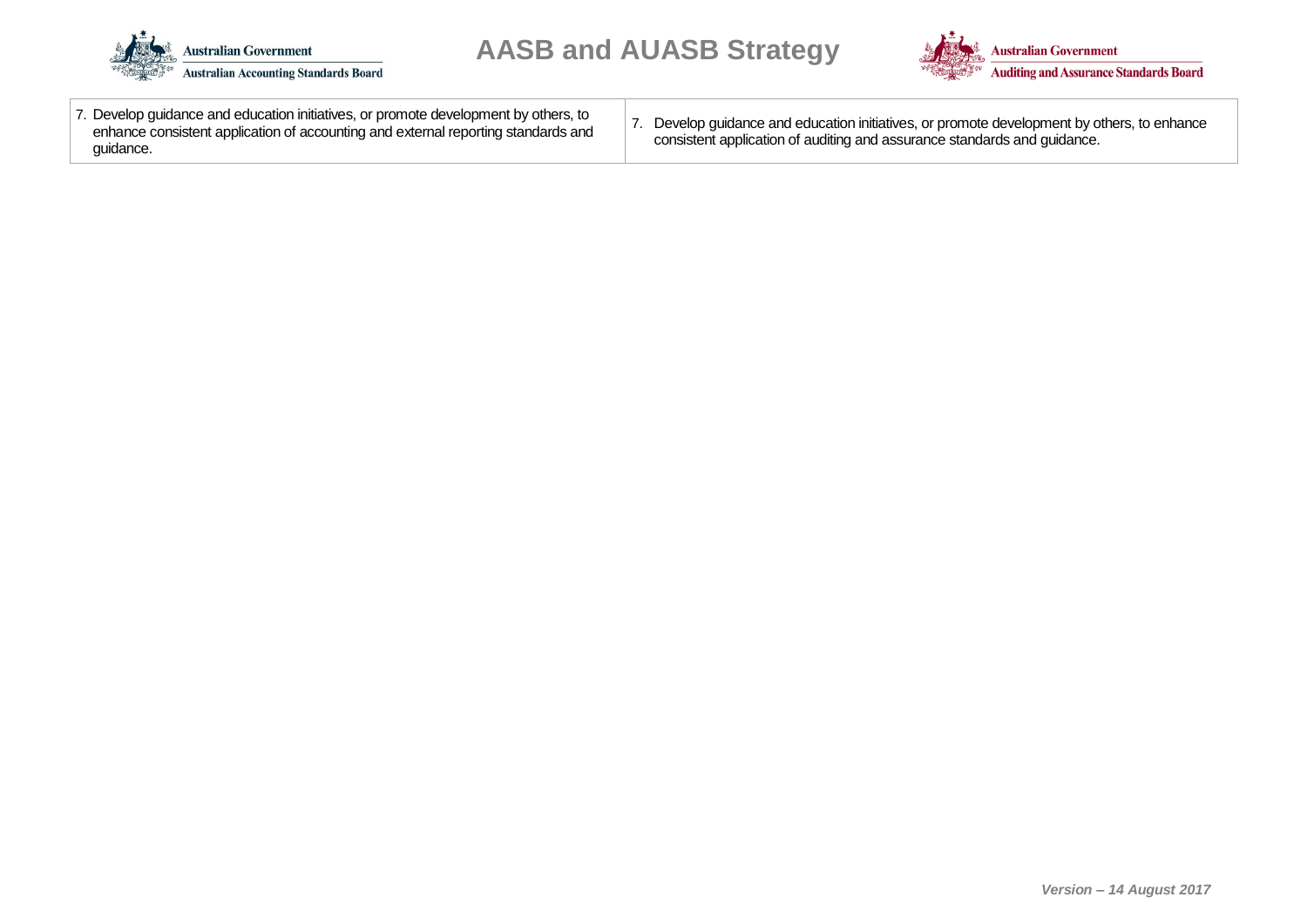| | |
|---|---|
| 7. Develop guidance and education initiatives, or promote development by others, to enhance consistent application of accounting and external reporting standards and guidance. | 7. Develop guidance and education initiatives, or promote development by others, to enhance consistent application of auditing and assurance standards and guidance. |